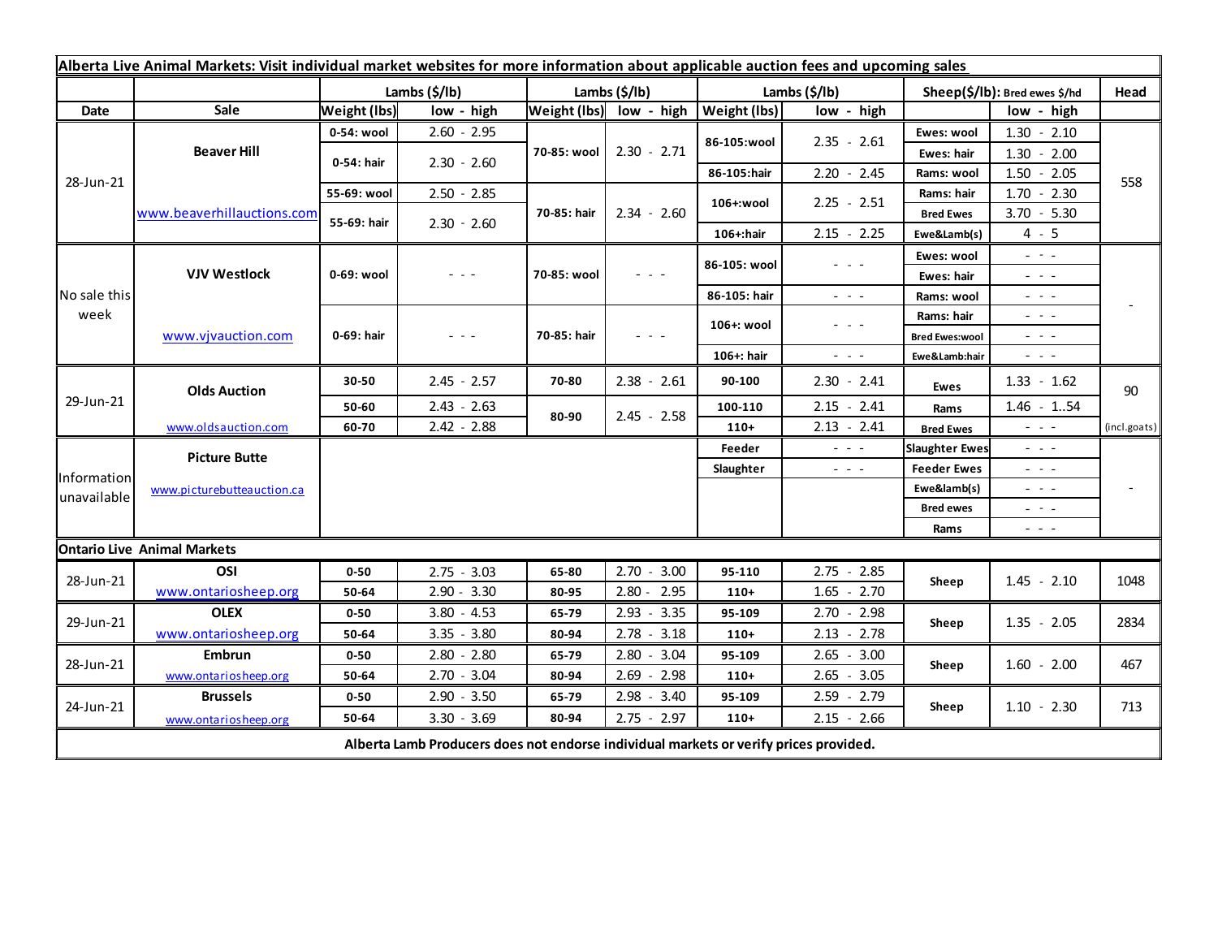**Alberta Live Animal Markets: Visit individual market websites for more information about applicable auction fees and upcoming sales**

| Date | Sale | Lambs ($/lb) | | Lambs ($/lb) | | Lambs ($/lb) | | Sheep($/lb): Bred ewes $/hd | | Head |
|---|---|---|---|---|---|---|---|---|---|---|
| | | Weight (lbs) | low - high | Weight (lbs) | low - high | Weight (lbs) | low - high | | low - high | |
| 28-Jun-21 | Beaver Hill | 0-54: wool | 2.60 - 2.95 | 70-85: wool | 2.30 - 2.71 | 86-105:wool | 2.35 - 2.61 | Ewes: wool | 1.30 - 2.10 | 558 |
| | | 0-54: hair | 2.30 - 2.60 | | | | | Ewes: hair | 1.30 - 2.00 | |
| | | | | | | 86-105:hair | 2.20 - 2.45 | Rams: wool | 1.50 - 2.05 | |
| | | 55-69: wool | 2.50 - 2.85 | 70-85: hair | 2.34 - 2.60 | 106+:wool | 2.25 - 2.51 | Rams: hair | 1.70 - 2.30 | |
| | www.beaverhillauctions.com | 55-69: hair | 2.30 - 2.60 | | | | | Bred Ewes | 3.70 - 5.30 | |
| | | | | | | 106+:hair | 2.15 - 2.25 | Ewe&Lamb(s) | 4 - 5 | |
| No sale this week | VJV Westlock | 0-69: wool | - - - | 70-85: wool | - - - | 86-105: wool | - - - | Ewes: wool | - - - | - |
| | | | | | | | | Ewes: hair | - - - | |
| | | | | | | 86-105: hair | - - - | Rams: wool | - - - | |
| | www.vjvauction.com | 0-69: hair | - - - | 70-85: hair | - - - | 106+: wool | - - - | Rams: hair | - - - | |
| | | | | | | | | Bred Ewes:wool | - - - | |
| | | | | | | 106+: hair | - - - | Ewe&Lamb:hair | - - - | |
| 29-Jun-21 | Olds Auction | 30-50 | 2.45 - 2.57 | 70-80 | 2.38 - 2.61 | 90-100 | 2.30 - 2.41 | Ewes | 1.33 - 1.62 | 90 |
| | | 50-60 | 2.43 - 2.63 | 80-90 | 2.45 - 2.58 | 100-110 | 2.15 - 2.41 | Rams | 1.46 - 1..54 | |
| | www.oldsauction.com | 60-70 | 2.42 - 2.88 | | | 110+ | 2.13 - 2.41 | Bred Ewes | - - - | (incl.goats) |
| Information unavailable | Picture Butte | | | | | Feeder | - - - | Slaughter Ewes | - - - | - |
| | | | | | | Slaughter | - - - | Feeder Ewes | - - - | |
| | www.picturebutteauction.ca | | | | | | | Ewe&lamb(s) | - - - | |
| | | | | | | | | Bred ewes | - - - | |
| | | | | | | | | Rams | - - - | |

**Ontario Live Animal Markets**

| Date | Sale | Weight (lbs) | low - high | Weight (lbs) | low - high | Weight (lbs) | low - high | | low - high | Head |
|---|---|---|---|---|---|---|---|---|---|---|
| 28-Jun-21 | OSI www.ontariosheep.org | 0-50 | 2.75 - 3.03 | 65-80 | 2.70 - 3.00 | 95-110 | 2.75 - 2.85 | Sheep | 1.45 - 2.10 | 1048 |
| | | 50-64 | 2.90 - 3.30 | 80-95 | 2.80 - 2.95 | 110+ | 1.65 - 2.70 | | | |
| 29-Jun-21 | OLEX www.ontariosheep.org | 0-50 | 3.80 - 4.53 | 65-79 | 2.93 - 3.35 | 95-109 | 2.70 - 2.98 | Sheep | 1.35 - 2.05 | 2834 |
| | | 50-64 | 3.35 - 3.80 | 80-94 | 2.78 - 3.18 | 110+ | 2.13 - 2.78 | | | |
| 28-Jun-21 | Embrun www.ontariosheep.org | 0-50 | 2.80 - 2.80 | 65-79 | 2.80 - 3.04 | 95-109 | 2.65 - 3.00 | Sheep | 1.60 - 2.00 | 467 |
| | | 50-64 | 2.70 - 3.04 | 80-94 | 2.69 - 2.98 | 110+ | 2.65 - 3.05 | | | |
| 24-Jun-21 | Brussels www.ontariosheep.org | 0-50 | 2.90 - 3.50 | 65-79 | 2.98 - 3.40 | 95-109 | 2.59 - 2.79 | Sheep | 1.10 - 2.30 | 713 |
| | | 50-64 | 3.30 - 3.69 | 80-94 | 2.75 - 2.97 | 110+ | 2.15 - 2.66 | | | |

**Alberta Lamb Producers does not endorse individual markets or verify prices provided.**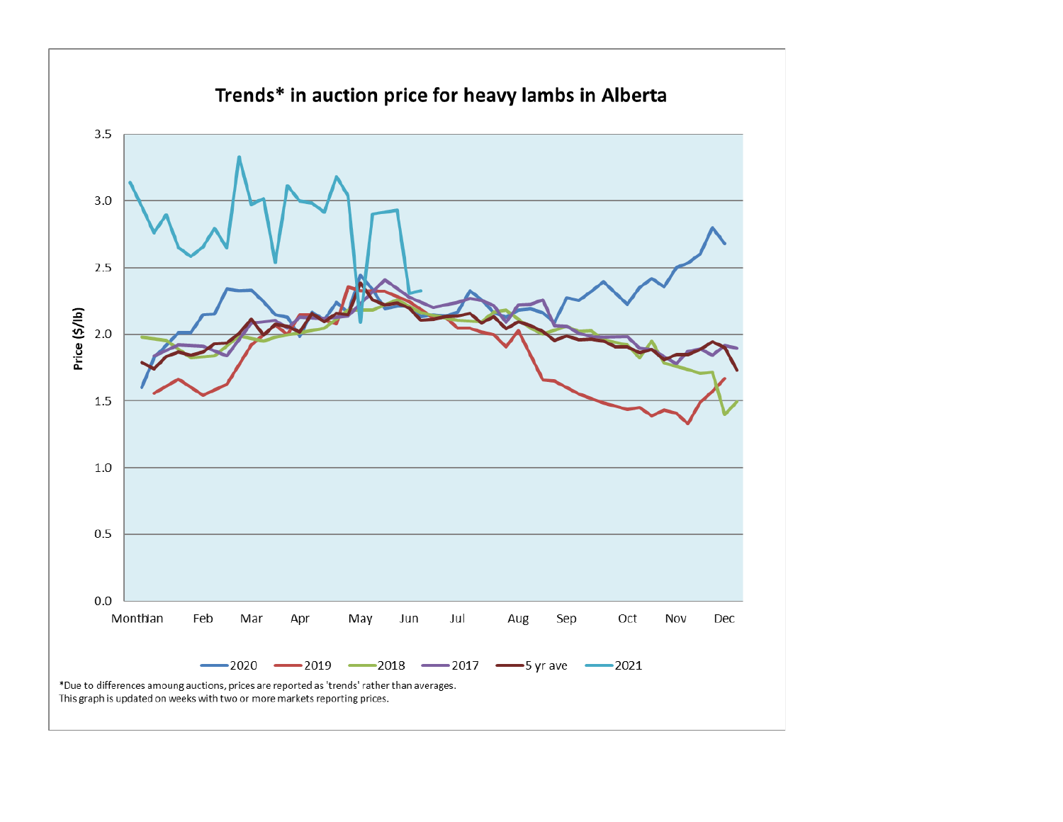# Trends* in auction price for heavy lambs in Alberta

Price ($/lb)

3.5
3.0
2.5
2.0
1.5
1.0
0.5
0.0

Month Jan Feb Mar Apr May Jun Jul Aug Sep Oct Nov Dec

2020 2019 2018 2017 5 yr ave 2021

*Due to differences amoung auctions, prices are reported as 'trends' rather than averages.
This graph is updated on weeks with two or more markets reporting prices.